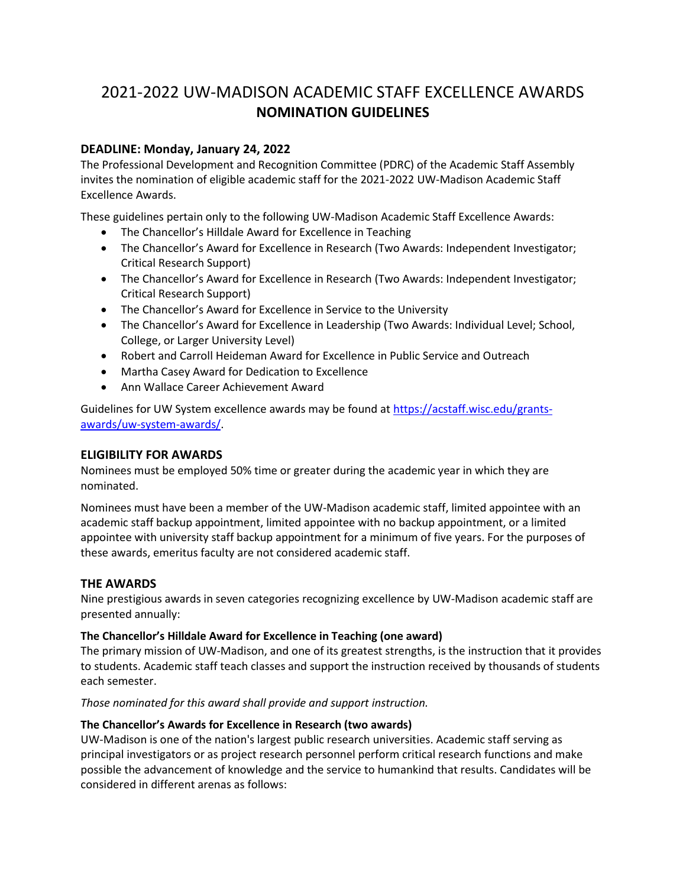# 2021-2022 UW-MADISON ACADEMIC STAFF EXCELLENCE AWARDS
## NOMINATION GUIDELINES

### DEADLINE: Monday, January 24, 2022

The Professional Development and Recognition Committee (PDRC) of the Academic Staff Assembly invites the nomination of eligible academic staff for the 2021-2022 UW-Madison Academic Staff Excellence Awards.

These guidelines pertain only to the following UW-Madison Academic Staff Excellence Awards:

- The Chancellor's Hilldale Award for Excellence in Teaching
- The Chancellor's Award for Excellence in Research (Two Awards: Independent Investigator; Critical Research Support)
- The Chancellor's Award for Excellence in Research (Two Awards: Independent Investigator; Critical Research Support)
- The Chancellor's Award for Excellence in Service to the University
- The Chancellor's Award for Excellence in Leadership (Two Awards: Individual Level; School, College, or Larger University Level)
- Robert and Carroll Heideman Award for Excellence in Public Service and Outreach
- Martha Casey Award for Dedication to Excellence
- Ann Wallace Career Achievement Award

Guidelines for UW System excellence awards may be found at https://acstaff.wisc.edu/grants-awards/uw-system-awards/.

### ELIGIBILITY FOR AWARDS

Nominees must be employed 50% time or greater during the academic year in which they are nominated.

Nominees must have been a member of the UW-Madison academic staff, limited appointee with an academic staff backup appointment, limited appointee with no backup appointment, or a limited appointee with university staff backup appointment for a minimum of five years. For the purposes of these awards, emeritus faculty are not considered academic staff.

### THE AWARDS

Nine prestigious awards in seven categories recognizing excellence by UW-Madison academic staff are presented annually:

**The Chancellor's Hilldale Award for Excellence in Teaching (one award)**

The primary mission of UW-Madison, and one of its greatest strengths, is the instruction that it provides to students. Academic staff teach classes and support the instruction received by thousands of students each semester.

*Those nominated for this award shall provide and support instruction.*

**The Chancellor's Awards for Excellence in Research (two awards)**

UW-Madison is one of the nation's largest public research universities. Academic staff serving as principal investigators or as project research personnel perform critical research functions and make possible the advancement of knowledge and the service to humankind that results. Candidates will be considered in different arenas as follows: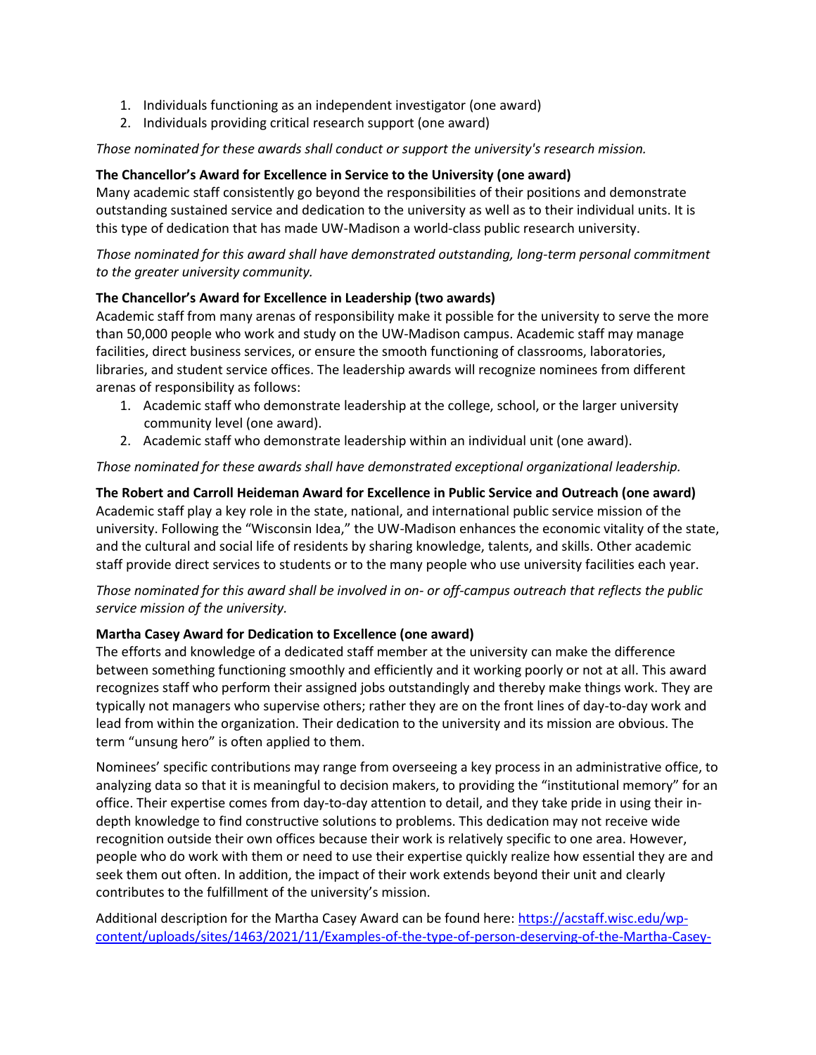1. Individuals functioning as an independent investigator (one award)
2. Individuals providing critical research support (one award)

*Those nominated for these awards shall conduct or support the university's research mission.*

**The Chancellor's Award for Excellence in Service to the University (one award)**
Many academic staff consistently go beyond the responsibilities of their positions and demonstrate outstanding sustained service and dedication to the university as well as to their individual units. It is this type of dedication that has made UW-Madison a world-class public research university.

*Those nominated for this award shall have demonstrated outstanding, long-term personal commitment to the greater university community.*

**The Chancellor's Award for Excellence in Leadership (two awards)**
Academic staff from many arenas of responsibility make it possible for the university to serve the more than 50,000 people who work and study on the UW-Madison campus. Academic staff may manage facilities, direct business services, or ensure the smooth functioning of classrooms, laboratories, libraries, and student service offices. The leadership awards will recognize nominees from different arenas of responsibility as follows:

1. Academic staff who demonstrate leadership at the college, school, or the larger university community level (one award).
2. Academic staff who demonstrate leadership within an individual unit (one award).

*Those nominated for these awards shall have demonstrated exceptional organizational leadership.*

**The Robert and Carroll Heideman Award for Excellence in Public Service and Outreach (one award)**
Academic staff play a key role in the state, national, and international public service mission of the university. Following the "Wisconsin Idea," the UW-Madison enhances the economic vitality of the state, and the cultural and social life of residents by sharing knowledge, talents, and skills. Other academic staff provide direct services to students or to the many people who use university facilities each year.

*Those nominated for this award shall be involved in on- or off-campus outreach that reflects the public service mission of the university.*

**Martha Casey Award for Dedication to Excellence (one award)**
The efforts and knowledge of a dedicated staff member at the university can make the difference between something functioning smoothly and efficiently and it working poorly or not at all. This award recognizes staff who perform their assigned jobs outstandingly and thereby make things work. They are typically not managers who supervise others; rather they are on the front lines of day-to-day work and lead from within the organization. Their dedication to the university and its mission are obvious. The term "unsung hero" is often applied to them.

Nominees' specific contributions may range from overseeing a key process in an administrative office, to analyzing data so that it is meaningful to decision makers, to providing the "institutional memory" for an office. Their expertise comes from day-to-day attention to detail, and they take pride in using their in-depth knowledge to find constructive solutions to problems. This dedication may not receive wide recognition outside their own offices because their work is relatively specific to one area. However, people who do work with them or need to use their expertise quickly realize how essential they are and seek them out often. In addition, the impact of their work extends beyond their unit and clearly contributes to the fulfillment of the university's mission.

Additional description for the Martha Casey Award can be found here: [https://acstaff.wisc.edu/wp-content/uploads/sites/1463/2021/11/Examples-of-the-type-of-person-deserving-of-the-Martha-Casey-](https://acstaff.wisc.edu/wp-content/uploads/sites/1463/2021/11/Examples-of-the-type-of-person-deserving-of-the-Martha-Casey-)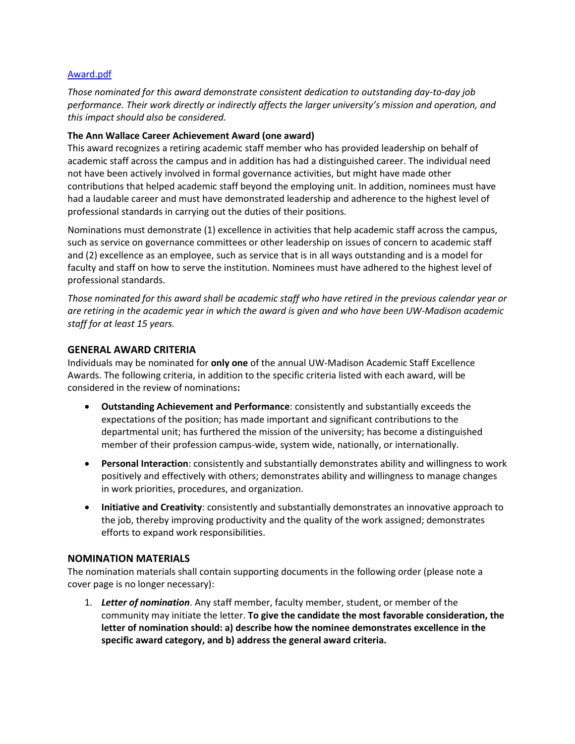[Award.pdf]()

*Those nominated for this award demonstrate consistent dedication to outstanding day-to-day job performance. Their work directly or indirectly affects the larger university's mission and operation, and this impact should also be considered.*

**The Ann Wallace Career Achievement Award (one award)**

This award recognizes a retiring academic staff member who has provided leadership on behalf of academic staff across the campus and in addition has had a distinguished career. The individual need not have been actively involved in formal governance activities, but might have made other contributions that helped academic staff beyond the employing unit. In addition, nominees must have had a laudable career and must have demonstrated leadership and adherence to the highest level of professional standards in carrying out the duties of their positions.

Nominations must demonstrate (1) excellence in activities that help academic staff across the campus, such as service on governance committees or other leadership on issues of concern to academic staff and (2) excellence as an employee, such as service that is in all ways outstanding and is a model for faculty and staff on how to serve the institution. Nominees must have adhered to the highest level of professional standards.

*Those nominated for this award shall be academic staff who have retired in the previous calendar year or are retiring in the academic year in which the award is given and who have been UW-Madison academic staff for at least 15 years.*

## GENERAL AWARD CRITERIA

Individuals may be nominated for **only one** of the annual UW-Madison Academic Staff Excellence Awards. The following criteria, in addition to the specific criteria listed with each award, will be considered in the review of nominations**:**

- **Outstanding Achievement and Performance**: consistently and substantially exceeds the expectations of the position; has made important and significant contributions to the departmental unit; has furthered the mission of the university; has become a distinguished member of their profession campus-wide, system wide, nationally, or internationally.
- **Personal Interaction**: consistently and substantially demonstrates ability and willingness to work positively and effectively with others; demonstrates ability and willingness to manage changes in work priorities, procedures, and organization.
- **Initiative and Creativity**: consistently and substantially demonstrates an innovative approach to the job, thereby improving productivity and the quality of the work assigned; demonstrates efforts to expand work responsibilities.

## NOMINATION MATERIALS

The nomination materials shall contain supporting documents in the following order (please note a cover page is no longer necessary):

1. ***Letter of nomination***. Any staff member, faculty member, student, or member of the community may initiate the letter. **To give the candidate the most favorable consideration, the letter of nomination should: a) describe how the nominee demonstrates excellence in the specific award category, and b) address the general award criteria.**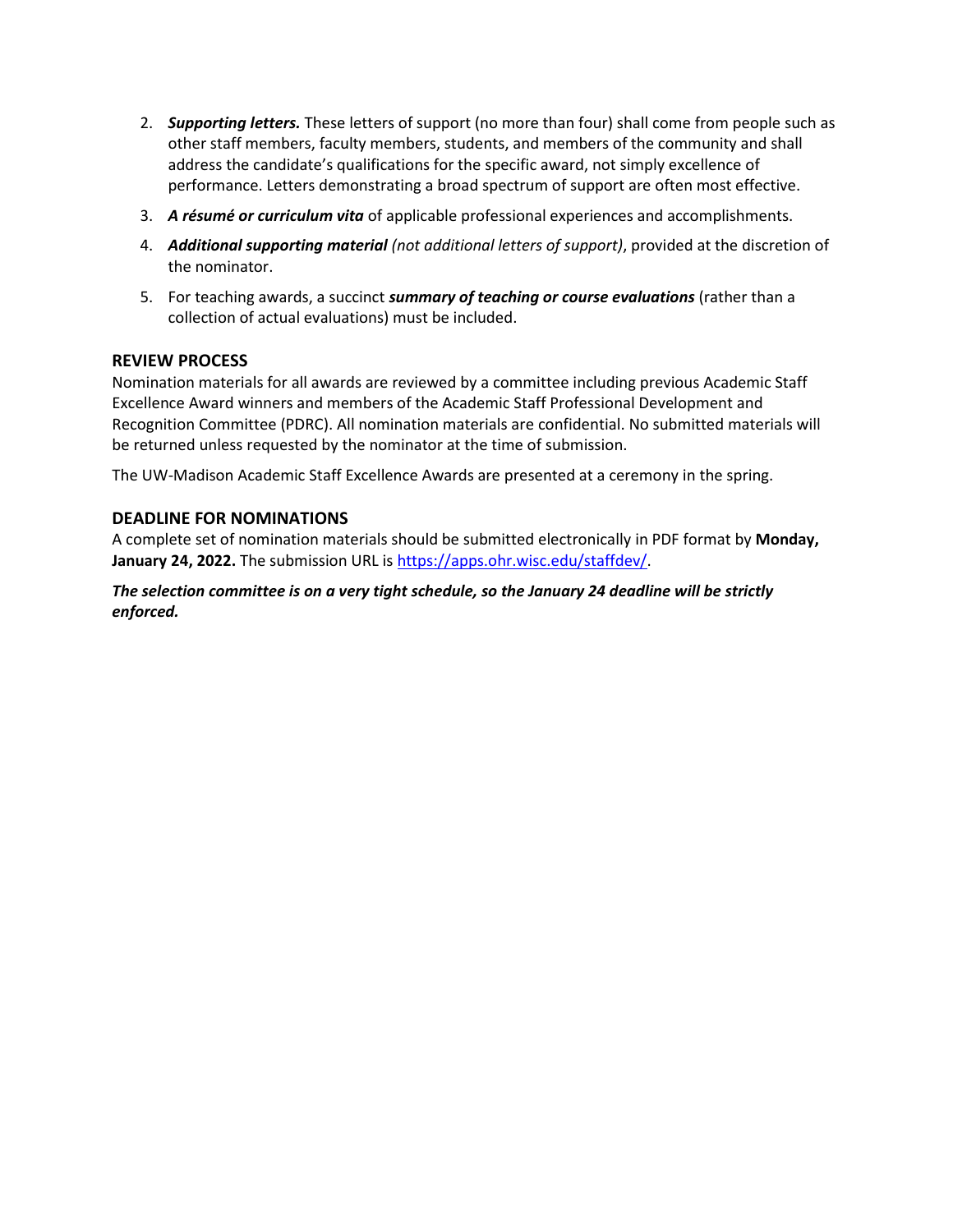2. ***Supporting letters.*** These letters of support (no more than four) shall come from people such as other staff members, faculty members, students, and members of the community and shall address the candidate's qualifications for the specific award, not simply excellence of performance. Letters demonstrating a broad spectrum of support are often most effective.
3. ***A résumé or curriculum vita*** of applicable professional experiences and accomplishments.
4. ***Additional supporting material*** *(not additional letters of support)*, provided at the discretion of the nominator.
5. For teaching awards, a succinct ***summary of teaching or course evaluations*** (rather than a collection of actual evaluations) must be included.

### REVIEW PROCESS

Nomination materials for all awards are reviewed by a committee including previous Academic Staff Excellence Award winners and members of the Academic Staff Professional Development and Recognition Committee (PDRC). All nomination materials are confidential. No submitted materials will be returned unless requested by the nominator at the time of submission.

The UW-Madison Academic Staff Excellence Awards are presented at a ceremony in the spring.

### DEADLINE FOR NOMINATIONS

A complete set of nomination materials should be submitted electronically in PDF format by **Monday, January 24, 2022.** The submission URL is [https://apps.ohr.wisc.edu/staffdev/](https://apps.ohr.wisc.edu/staffdev/).

***The selection committee is on a very tight schedule, so the January 24 deadline will be strictly enforced.***